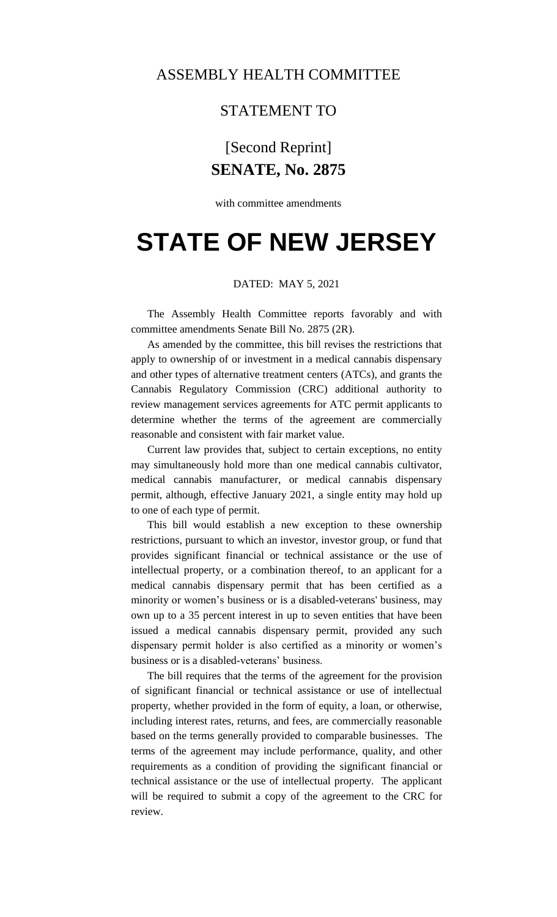# ASSEMBLY HEALTH COMMITTEE

## STATEMENT TO

## [Second Reprint]
## **SENATE, No. 2875**

with committee amendments

# STATE OF NEW JERSEY

DATED: MAY 5, 2021

The Assembly Health Committee reports favorably and with committee amendments Senate Bill No. 2875 (2R).

As amended by the committee, this bill revises the restrictions that apply to ownership of or investment in a medical cannabis dispensary and other types of alternative treatment centers (ATCs), and grants the Cannabis Regulatory Commission (CRC) additional authority to review management services agreements for ATC permit applicants to determine whether the terms of the agreement are commercially reasonable and consistent with fair market value.

Current law provides that, subject to certain exceptions, no entity may simultaneously hold more than one medical cannabis cultivator, medical cannabis manufacturer, or medical cannabis dispensary permit, although, effective January 2021, a single entity may hold up to one of each type of permit.

This bill would establish a new exception to these ownership restrictions, pursuant to which an investor, investor group, or fund that provides significant financial or technical assistance or the use of intellectual property, or a combination thereof, to an applicant for a medical cannabis dispensary permit that has been certified as a minority or women's business or is a disabled-veterans' business, may own up to a 35 percent interest in up to seven entities that have been issued a medical cannabis dispensary permit, provided any such dispensary permit holder is also certified as a minority or women's business or is a disabled-veterans' business.

The bill requires that the terms of the agreement for the provision of significant financial or technical assistance or use of intellectual property, whether provided in the form of equity, a loan, or otherwise, including interest rates, returns, and fees, are commercially reasonable based on the terms generally provided to comparable businesses. The terms of the agreement may include performance, quality, and other requirements as a condition of providing the significant financial or technical assistance or the use of intellectual property. The applicant will be required to submit a copy of the agreement to the CRC for review.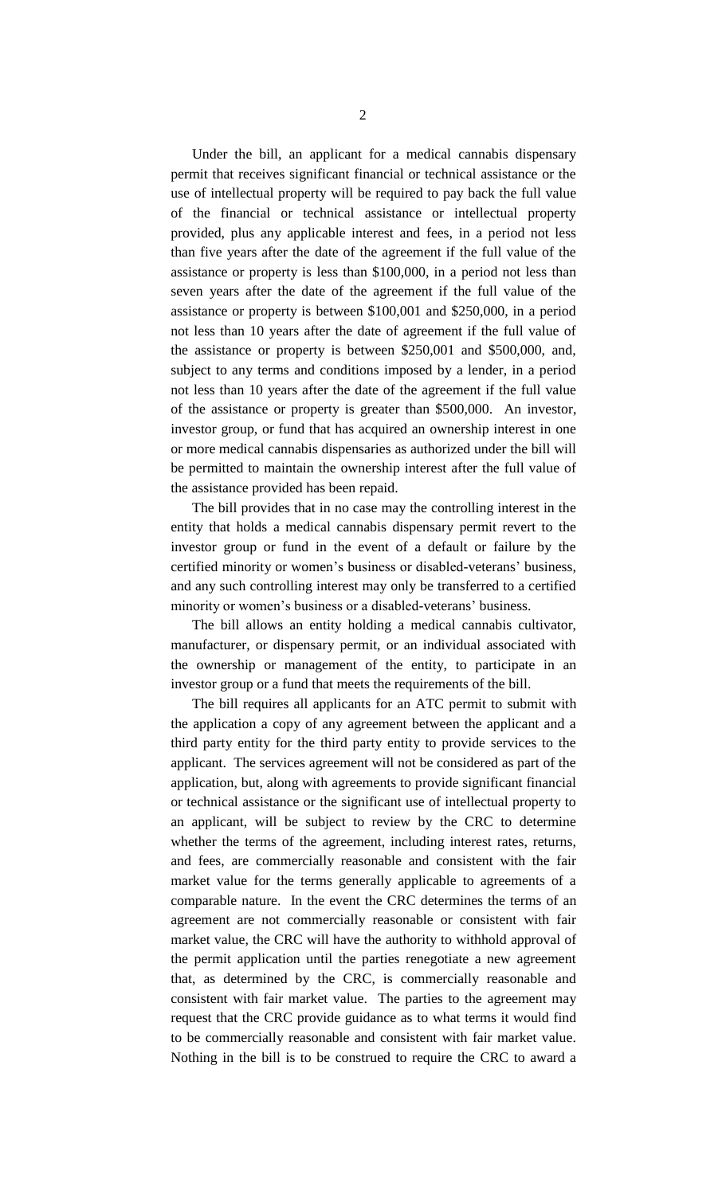Under the bill, an applicant for a medical cannabis dispensary permit that receives significant financial or technical assistance or the use of intellectual property will be required to pay back the full value of the financial or technical assistance or intellectual property provided, plus any applicable interest and fees, in a period not less than five years after the date of the agreement if the full value of the assistance or property is less than $100,000, in a period not less than seven years after the date of the agreement if the full value of the assistance or property is between $100,001 and $250,000, in a period not less than 10 years after the date of agreement if the full value of the assistance or property is between $250,001 and $500,000, and, subject to any terms and conditions imposed by a lender, in a period not less than 10 years after the date of the agreement if the full value of the assistance or property is greater than $500,000. An investor, investor group, or fund that has acquired an ownership interest in one or more medical cannabis dispensaries as authorized under the bill will be permitted to maintain the ownership interest after the full value of the assistance provided has been repaid.

The bill provides that in no case may the controlling interest in the entity that holds a medical cannabis dispensary permit revert to the investor group or fund in the event of a default or failure by the certified minority or women's business or disabled-veterans' business, and any such controlling interest may only be transferred to a certified minority or women's business or a disabled-veterans' business.

The bill allows an entity holding a medical cannabis cultivator, manufacturer, or dispensary permit, or an individual associated with the ownership or management of the entity, to participate in an investor group or a fund that meets the requirements of the bill.

The bill requires all applicants for an ATC permit to submit with the application a copy of any agreement between the applicant and a third party entity for the third party entity to provide services to the applicant. The services agreement will not be considered as part of the application, but, along with agreements to provide significant financial or technical assistance or the significant use of intellectual property to an applicant, will be subject to review by the CRC to determine whether the terms of the agreement, including interest rates, returns, and fees, are commercially reasonable and consistent with the fair market value for the terms generally applicable to agreements of a comparable nature. In the event the CRC determines the terms of an agreement are not commercially reasonable or consistent with fair market value, the CRC will have the authority to withhold approval of the permit application until the parties renegotiate a new agreement that, as determined by the CRC, is commercially reasonable and consistent with fair market value. The parties to the agreement may request that the CRC provide guidance as to what terms it would find to be commercially reasonable and consistent with fair market value. Nothing in the bill is to be construed to require the CRC to award a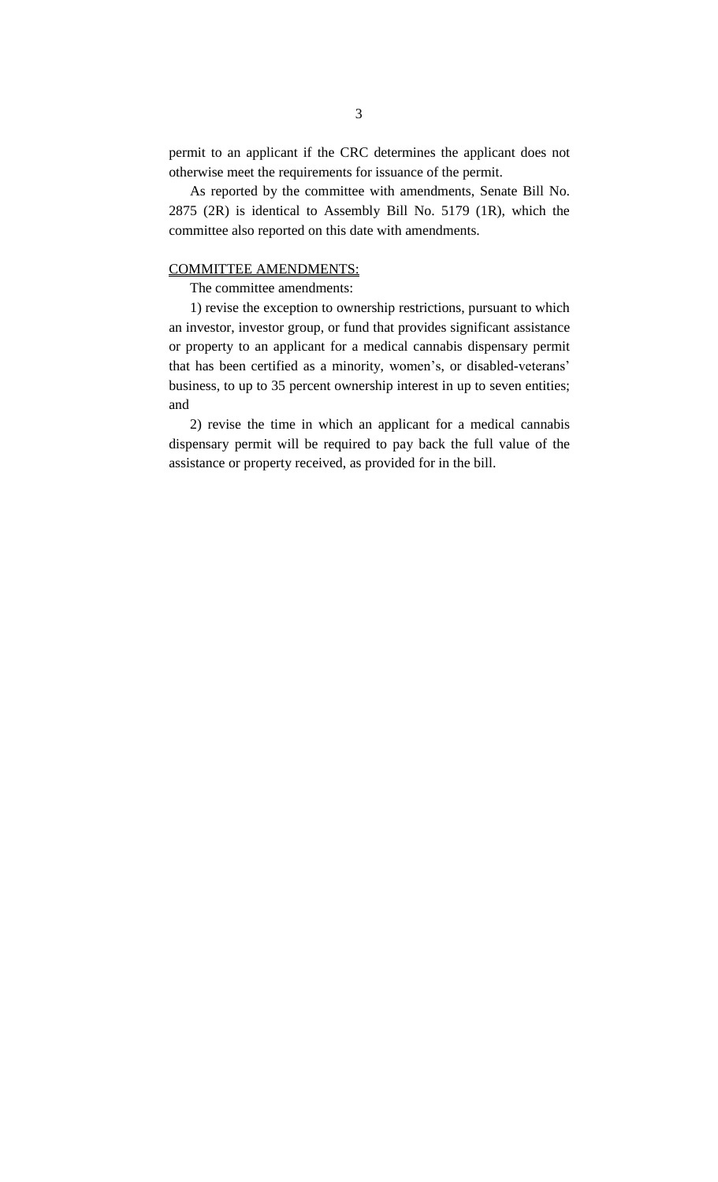permit to an applicant if the CRC determines the applicant does not otherwise meet the requirements for issuance of the permit.

As reported by the committee with amendments, Senate Bill No. 2875 (2R) is identical to Assembly Bill No. 5179 (1R), which the committee also reported on this date with amendments.

COMMITTEE AMENDMENTS:

The committee amendments:

1) revise the exception to ownership restrictions, pursuant to which an investor, investor group, or fund that provides significant assistance or property to an applicant for a medical cannabis dispensary permit that has been certified as a minority, women's, or disabled-veterans' business, to up to 35 percent ownership interest in up to seven entities; and

2) revise the time in which an applicant for a medical cannabis dispensary permit will be required to pay back the full value of the assistance or property received, as provided for in the bill.